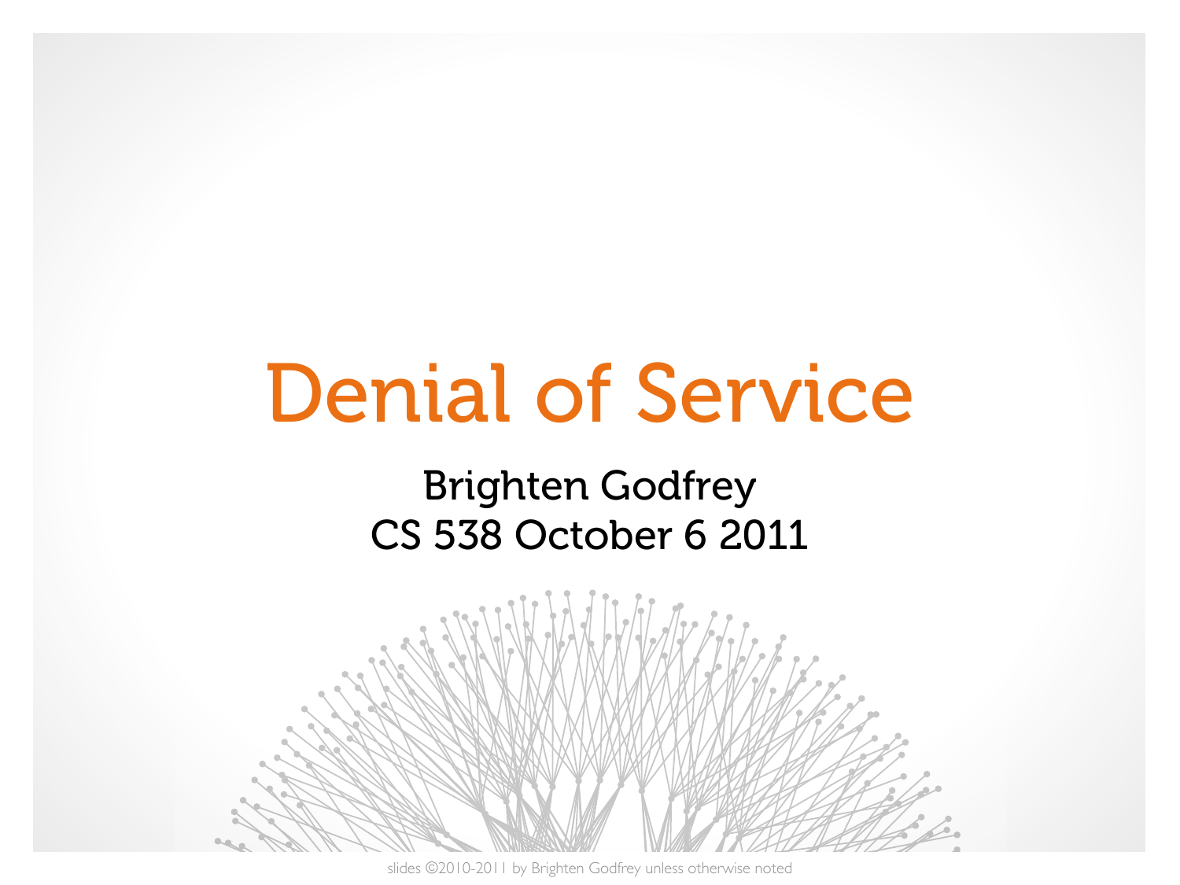# Denial of Service

Brighten Godfrey
CS 538 October 6 2011

slides ©2010-2011 by Brighten Godfrey unless otherwise noted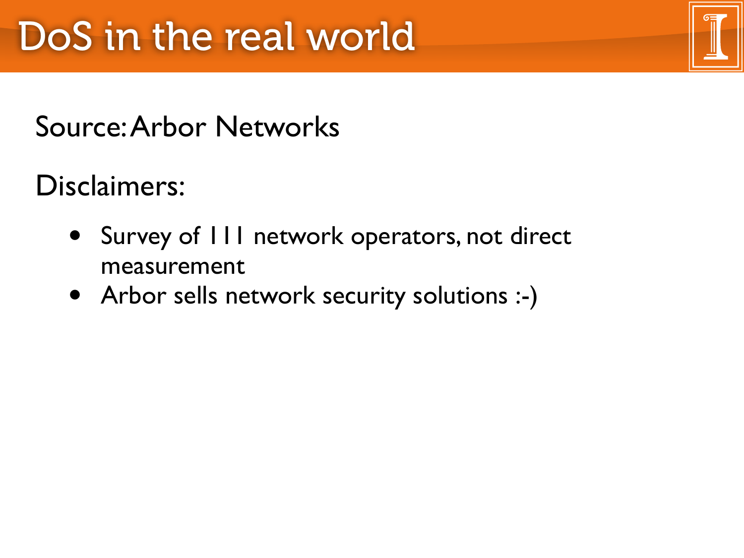# DoS in the real world

Source: Arbor Networks

Disclaimers:

- Survey of 111 network operators, not direct measurement
- Arbor sells network security solutions :-)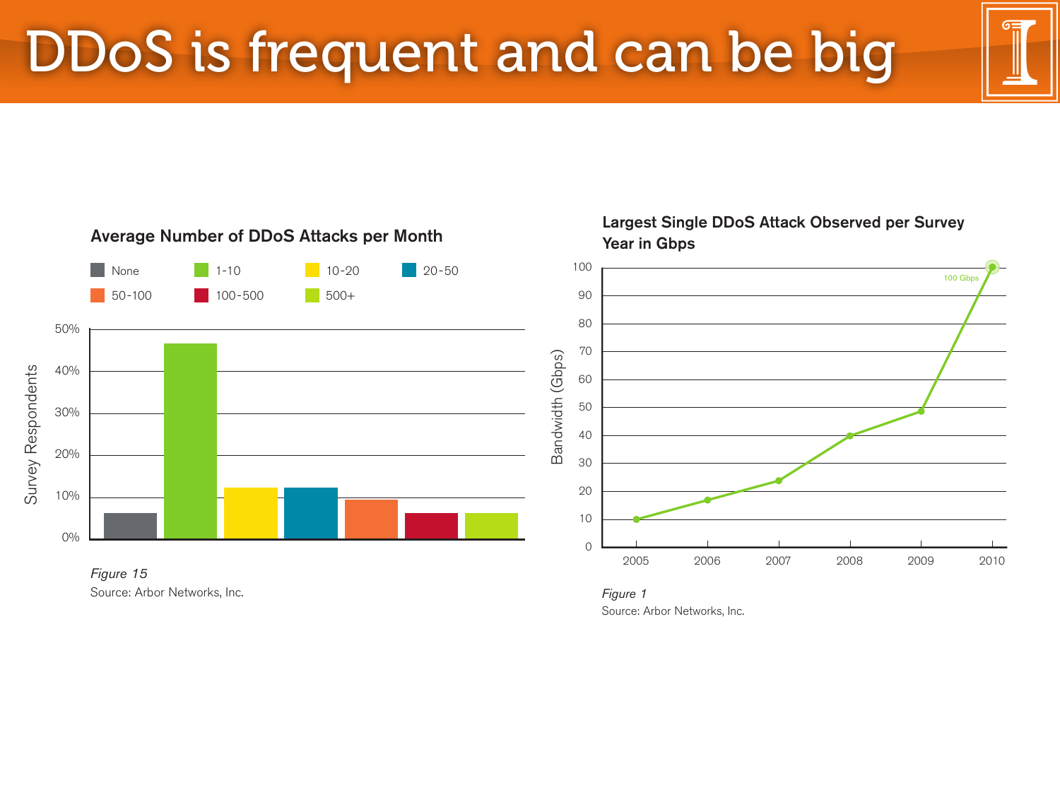# DDoS is frequent and can be big

**Average Number of DDoS Attacks per Month**

None | 1-10 | 10-20 | 20-50 | 50-100 | 100-500 | 500+

Survey Respondents

50% 40% 30% 20% 10% 0%

*Figure 15*
Source: Arbor Networks, Inc.

**Largest Single DDoS Attack Observed per Survey Year in Gbps**

Bandwidth (Gbps)

100 90 80 70 60 50 40 30 20 10 0

2005 2006 2007 2008 2009 2010

100 Gbps

*Figure 1*
Source: Arbor Networks, Inc.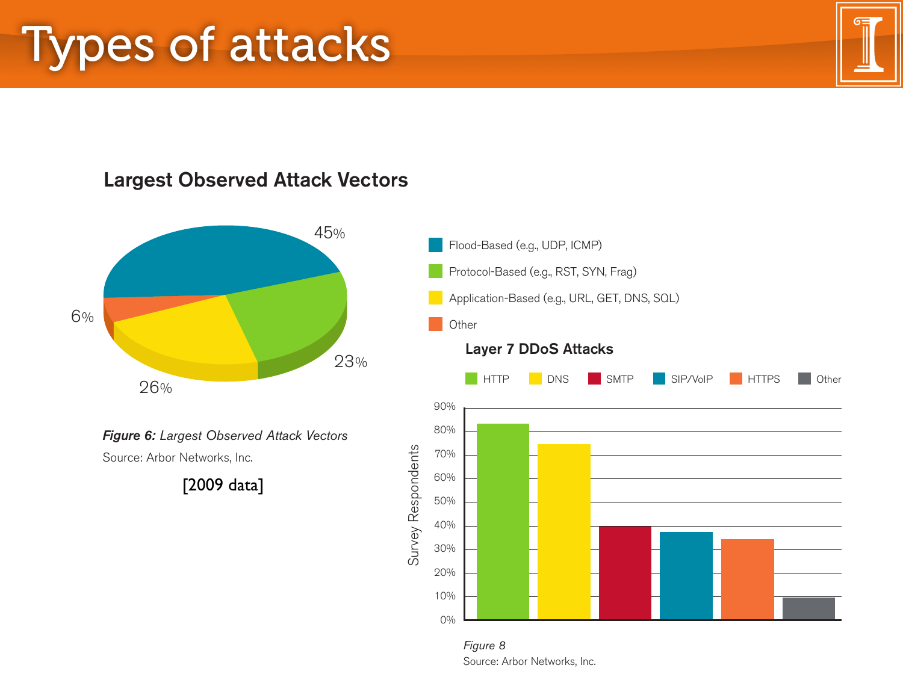# Types of attacks

## Largest Observed Attack Vectors

45%

23%

26%

6%

Flood-Based (e.g., UDP, ICMP)

Protocol-Based (e.g., RST, SYN, Frag)

Application-Based (e.g., URL, GET, DNS, SQL)

Other

***Figure 6:*** *Largest Observed Attack Vectors*

Source: Arbor Networks, Inc.

[2009 data]

### Layer 7 DDoS Attacks

HTTP, DNS, SMTP, SIP/VoIP, HTTPS, Other

Survey Respondents

90%, 80%, 70%, 60%, 50%, 40%, 30%, 20%, 10%, 0%

*Figure 8*

Source: Arbor Networks, Inc.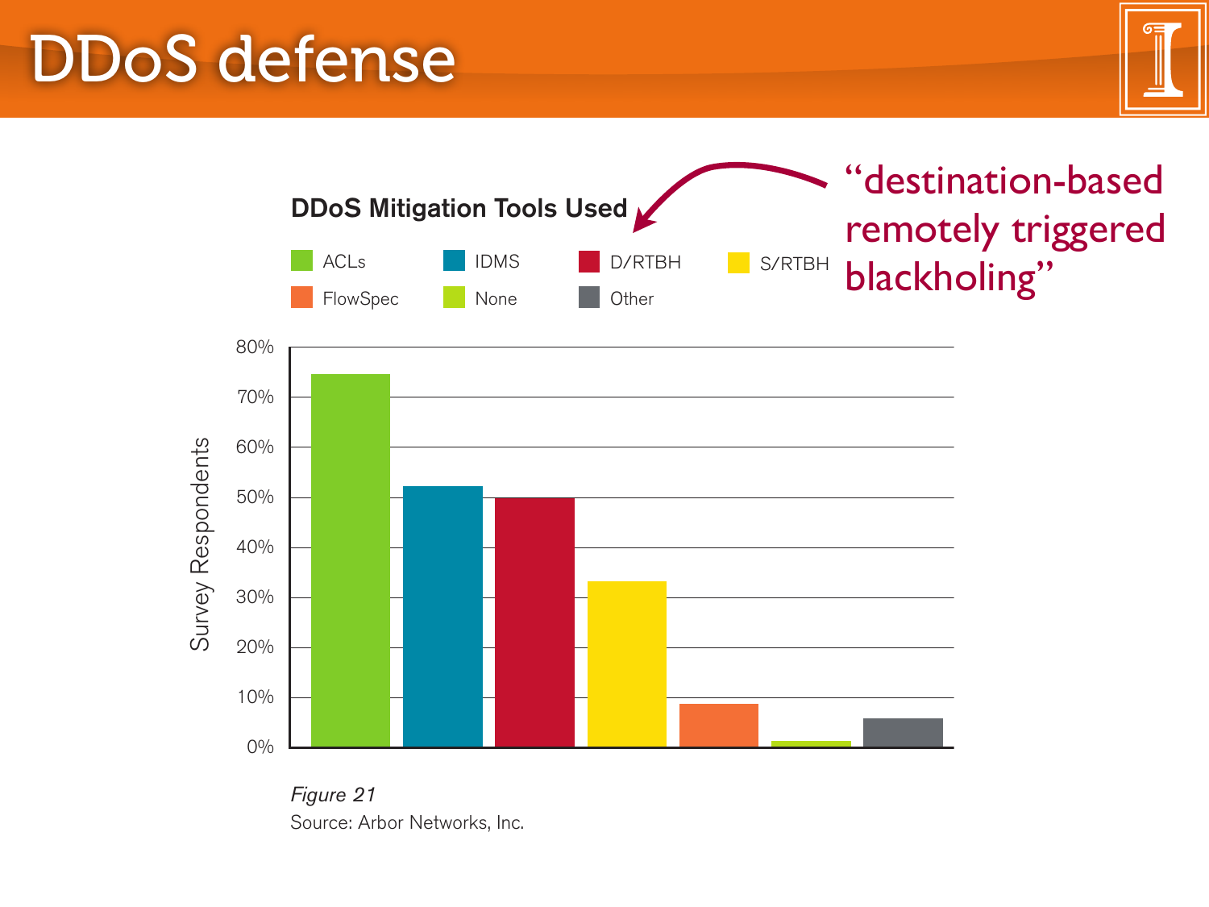# DDoS defense

**DDoS Mitigation Tools Used**

"destination-based remotely triggered blackholing"

| Tool | Survey Respondents (approx.) |
|---|---|
| ACLs | ~75% |
| IDMS | ~52% |
| D/RTBH | ~50% |
| S/RTBH | ~33% |
| FlowSpec | ~9% |
| None | ~1% |
| Other | ~6% |

*Figure 21*

Source: Arbor Networks, Inc.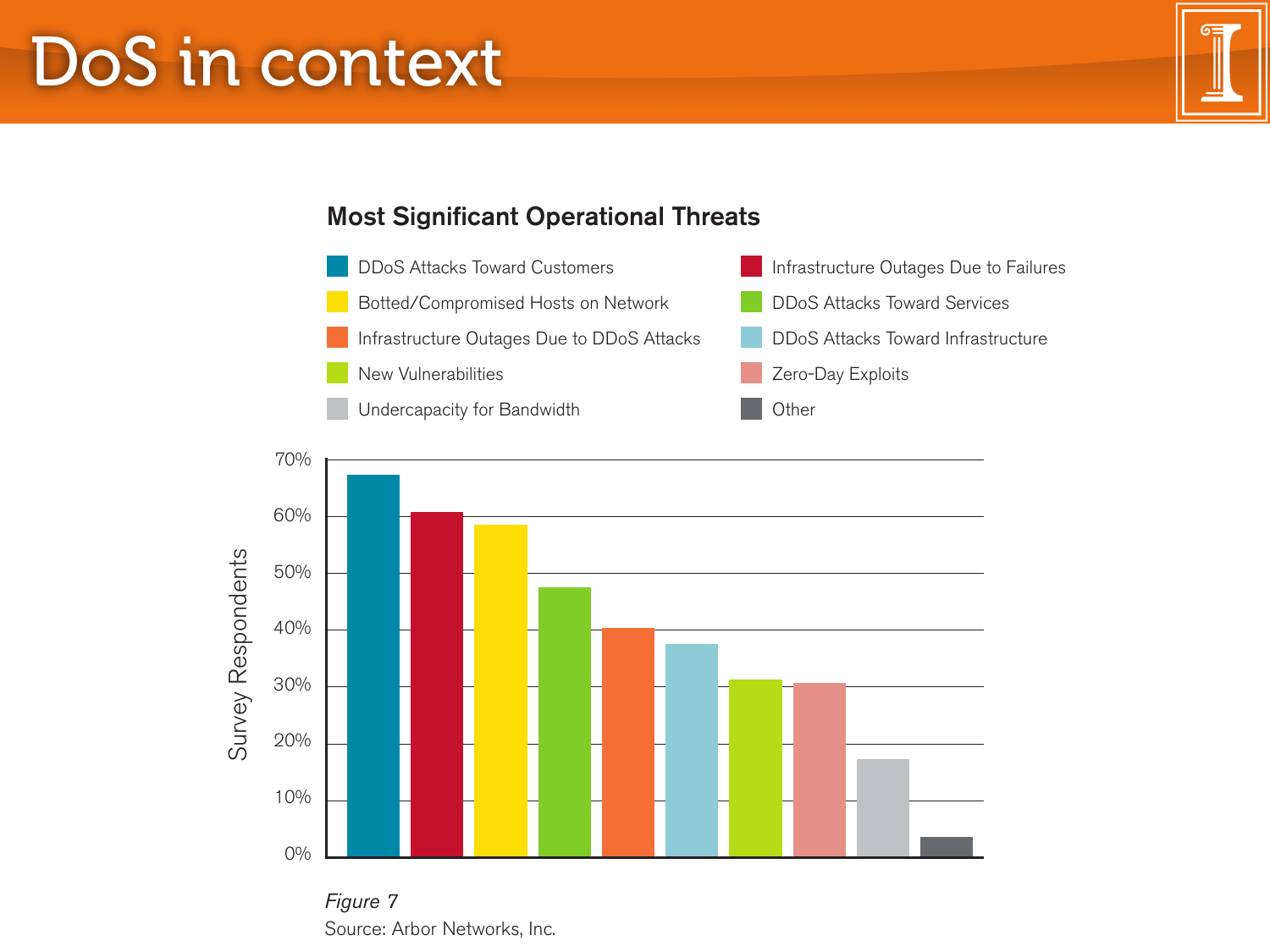# DoS in context

## Most Significant Operational Threats

DDoS Attacks Toward Customers

Infrastructure Outages Due to Failures

Botted/Compromised Hosts on Network

DDoS Attacks Toward Services

Infrastructure Outages Due to DDoS Attacks

DDoS Attacks Toward Infrastructure

New Vulnerabilities

Zero-Day Exploits

Undercapacity for Bandwidth

Other

Survey Respondents

70%
60%
50%
40%
30%
20%
10%
0%

*Figure 7*

Source: Arbor Networks, Inc.